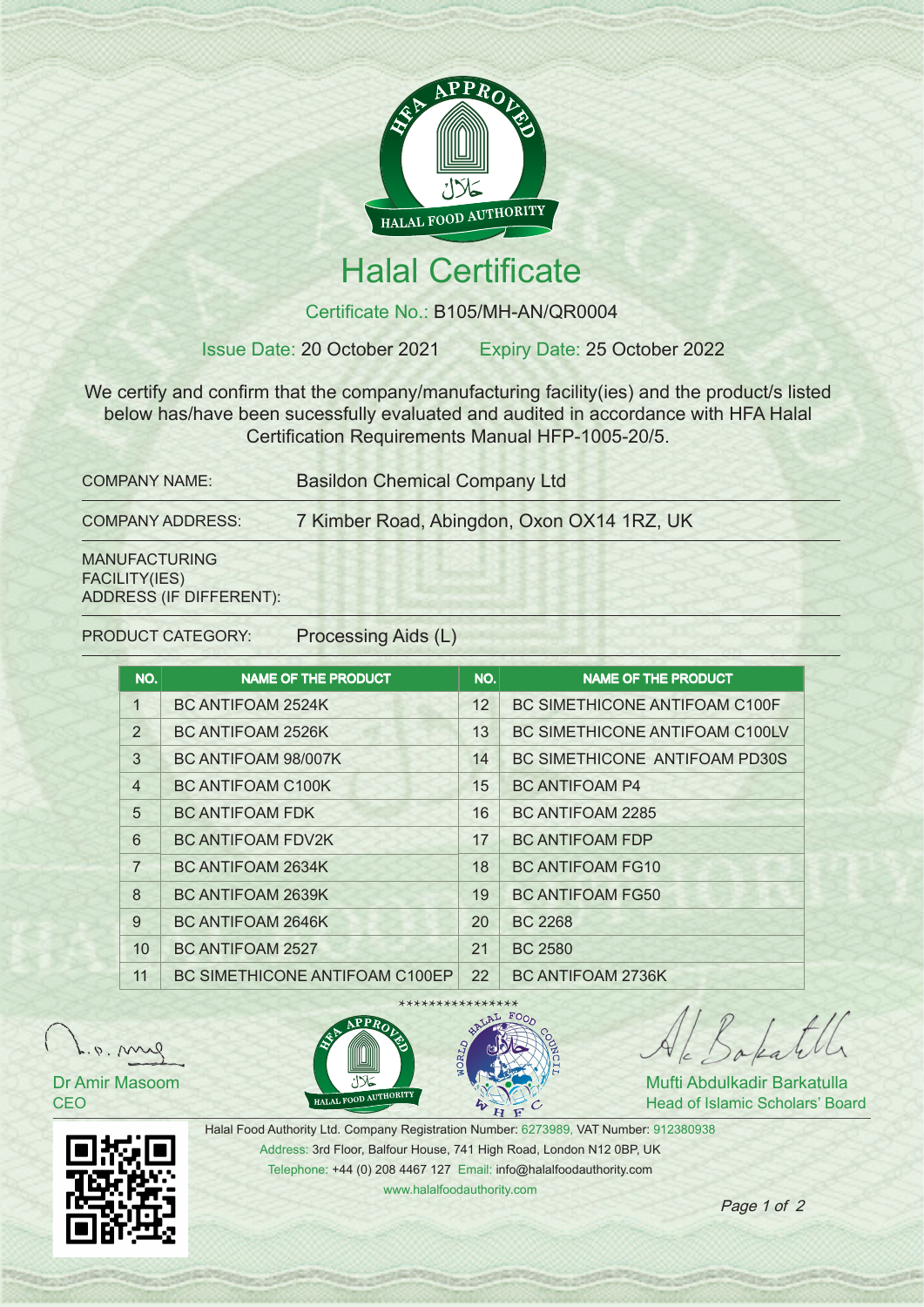HFA APPROVED

حلال

HALAL FOOD AUTHORITY

# Halal Certificate

Certificate No.: B105/MH-AN/QR0004

Issue Date: 20 October 2021 Expiry Date: 25 October 2022

We certify and confirm that the company/manufacturing facility(ies) and the product/s listed below has/have been sucessfully evaluated and audited in accordance with HFA Halal Certification Requirements Manual HFP-1005-20/5.

| | |
|---|---|
| COMPANY NAME: | Basildon Chemical Company Ltd |
| COMPANY ADDRESS: | 7 Kimber Road, Abingdon, Oxon OX14 1RZ, UK |
| MANUFACTURING FACILITY(IES) ADDRESS (IF DIFFERENT): | |
| PRODUCT CATEGORY: | Processing Aids (L) |

| NO. | NAME OF THE PRODUCT | NO. | NAME OF THE PRODUCT |
|---|---|---|---|
| 1 | BC ANTIFOAM 2524K | 12 | BC SIMETHICONE ANTIFOAM C100F |
| 2 | BC ANTIFOAM 2526K | 13 | BC SIMETHICONE ANTIFOAM C100LV |
| 3 | BC ANTIFOAM 98/007K | 14 | BC SIMETHICONE ANTIFOAM PD30S |
| 4 | BC ANTIFOAM C100K | 15 | BC ANTIFOAM P4 |
| 5 | BC ANTIFOAM FDK | 16 | BC ANTIFOAM 2285 |
| 6 | BC ANTIFOAM FDV2K | 17 | BC ANTIFOAM FDP |
| 7 | BC ANTIFOAM 2634K | 18 | BC ANTIFOAM FG10 |
| 8 | BC ANTIFOAM 2639K | 19 | BC ANTIFOAM FG50 |
| 9 | BC ANTIFOAM 2646K | 20 | BC 2268 |
| 10 | BC ANTIFOAM 2527 | 21 | BC 2580 |
| 11 | BC SIMETHICONE ANTIFOAM C100EP | 22 | BC ANTIFOAM 2736K |

****************

Dr Amir Masoom
CEO

Mufti Abdulkadir Barkatulla
Head of Islamic Scholars' Board

Halal Food Authority Ltd. Company Registration Number: 6273989, VAT Number: 912380938
Address: 3rd Floor, Balfour House, 741 High Road, London N12 0BP, UK
Telephone: +44 (0) 208 4467 127 Email: info@halalfoodauthority.com
www.halalfoodauthority.com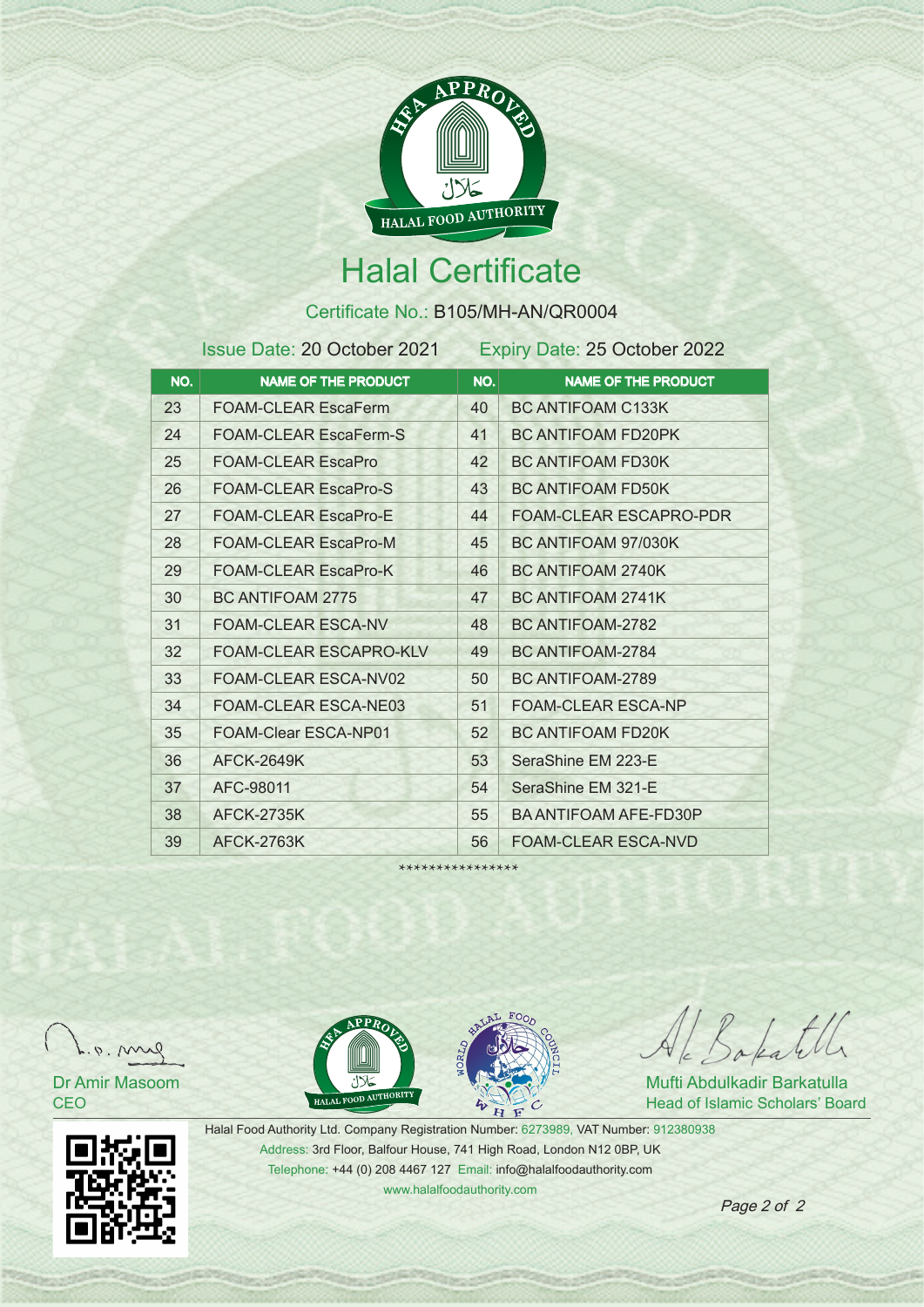HFA APPROVED

حلال

HALAL FOOD AUTHORITY

# Halal Certificate

Certificate No.: B105/MH-AN/QR0004

Issue Date: 20 October 2021 Expiry Date: 25 October 2022

| NO. | NAME OF THE PRODUCT | NO. | NAME OF THE PRODUCT |
|---|---|---|---|
| 23 | FOAM-CLEAR EscaFerm | 40 | BC ANTIFOAM C133K |
| 24 | FOAM-CLEAR EscaFerm-S | 41 | BC ANTIFOAM FD20PK |
| 25 | FOAM-CLEAR EscaPro | 42 | BC ANTIFOAM FD30K |
| 26 | FOAM-CLEAR EscaPro-S | 43 | BC ANTIFOAM FD50K |
| 27 | FOAM-CLEAR EscaPro-E | 44 | FOAM-CLEAR ESCAPRO-PDR |
| 28 | FOAM-CLEAR EscaPro-M | 45 | BC ANTIFOAM 97/030K |
| 29 | FOAM-CLEAR EscaPro-K | 46 | BC ANTIFOAM 2740K |
| 30 | BC ANTIFOAM 2775 | 47 | BC ANTIFOAM 2741K |
| 31 | FOAM-CLEAR ESCA-NV | 48 | BC ANTIFOAM-2782 |
| 32 | FOAM-CLEAR ESCAPRO-KLV | 49 | BC ANTIFOAM-2784 |
| 33 | FOAM-CLEAR ESCA-NV02 | 50 | BC ANTIFOAM-2789 |
| 34 | FOAM-CLEAR ESCA-NE03 | 51 | FOAM-CLEAR ESCA-NP |
| 35 | FOAM-Clear ESCA-NP01 | 52 | BC ANTIFOAM FD20K |
| 36 | AFCK-2649K | 53 | SeraShine EM 223-E |
| 37 | AFC-98011 | 54 | SeraShine EM 321-E |
| 38 | AFCK-2735K | 55 | BA ANTIFOAM AFE-FD30P |
| 39 | AFCK-2763K | 56 | FOAM-CLEAR ESCA-NVD |

****************

Dr Amir Masoom
CEO

Mufti Abdulkadir Barkatulla
Head of Islamic Scholars' Board

Halal Food Authority Ltd. Company Registration Number: 6273989, VAT Number: 912380938
Address: 3rd Floor, Balfour House, 741 High Road, London N12 0BP, UK
Telephone: +44 (0) 208 4467 127 Email: info@halalfoodauthority.com
www.halalfoodauthority.com